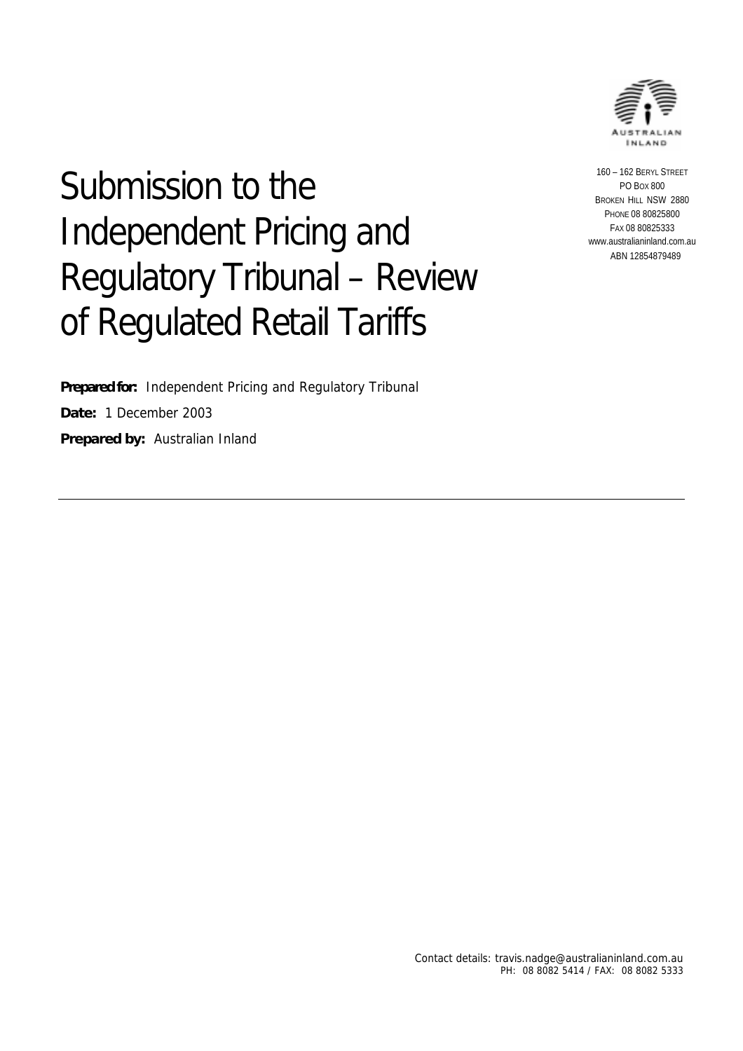AUSTRALIAN INLAND

160 – 162 BERYL STREET
PO BOX 800
BROKEN HILL NSW 2880
PHONE 08 80825800
FAX 08 80825333
www.australianinland.com.au
ABN 12854879489

# Submission to the Independent Pricing and Regulatory Tribunal – Review of Regulated Retail Tariffs

**Prepared for:** Independent Pricing and Regulatory Tribunal

**Date:** 1 December 2003

**Prepared by:** Australian Inland

---

Contact details: travis.nadge@australianinland.com.au
PH: 08 8082 5414 / FAX: 08 8082 5333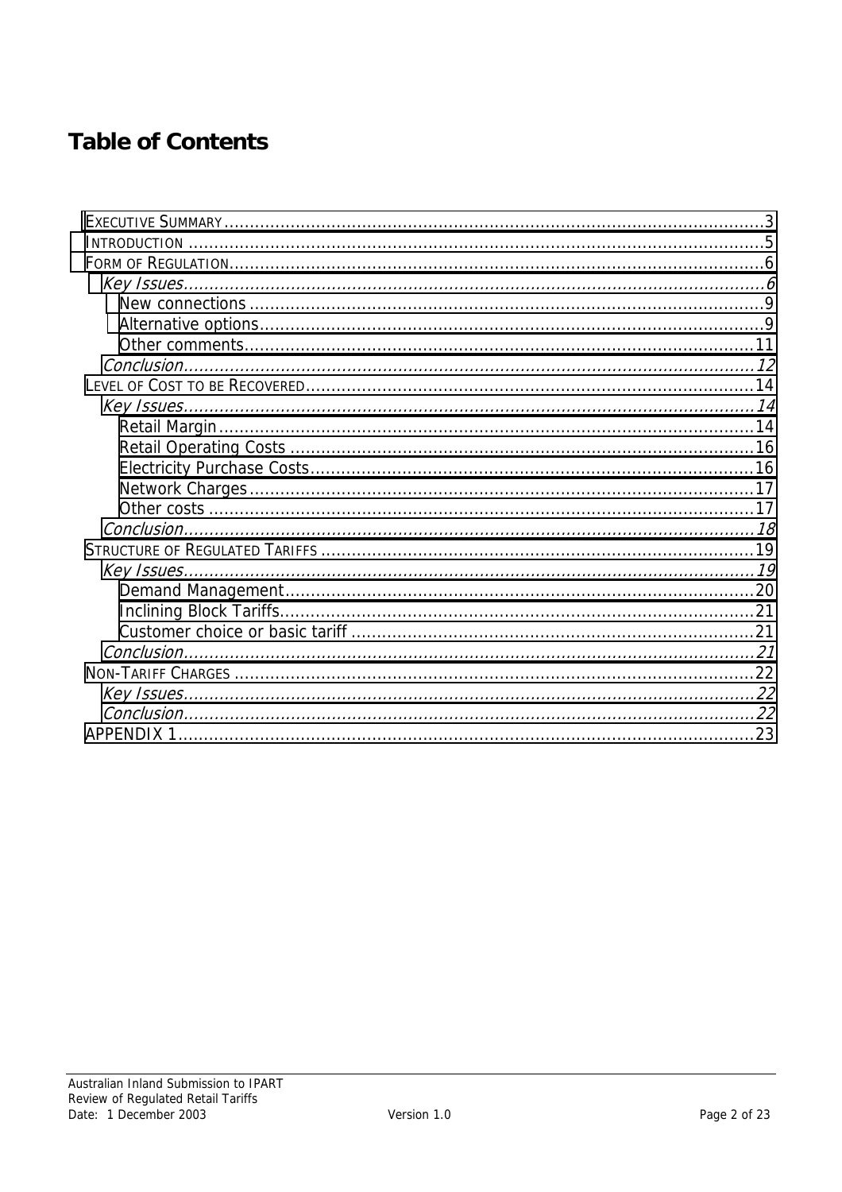# Table of Contents

- EXECUTIVE SUMMARY ....................................................................................................... 3
- INTRODUCTION ............................................................................................................... 5
- FORM OF REGULATION..................................................................................................... 6
  - *Key Issues................................................................................................................. 6*
    - New connections ...................................................................................................... 9
    - Alternative options.................................................................................................... 9
    - Other comments....................................................................................................... 11
  - *Conclusion................................................................................................................. 12*
- LEVEL OF COST TO BE RECOVERED........................................................................................ 14
  - *Key Issues................................................................................................................. 14*
    - Retail Margin .......................................................................................................... 14
    - Retail Operating Costs .............................................................................................. 16
    - Electricity Purchase Costs.......................................................................................... 16
    - Network Charges..................................................................................................... 17
    - Other costs ............................................................................................................ 17
  - *Conclusion................................................................................................................. 18*
- STRUCTURE OF REGULATED TARIFFS ...................................................................................... 19
  - *Key Issues................................................................................................................. 19*
    - Demand Management............................................................................................... 20
    - Inclining Block Tariffs............................................................................................... 21
    - Customer choice or basic tariff ................................................................................. 21
  - *Conclusion................................................................................................................. 21*
- NON-TARIFF CHARGES ........................................................................................................ 22
  - *Key Issues................................................................................................................. 22*
  - *Conclusion................................................................................................................. 22*
- APPENDIX 1.................................................................................................................... 23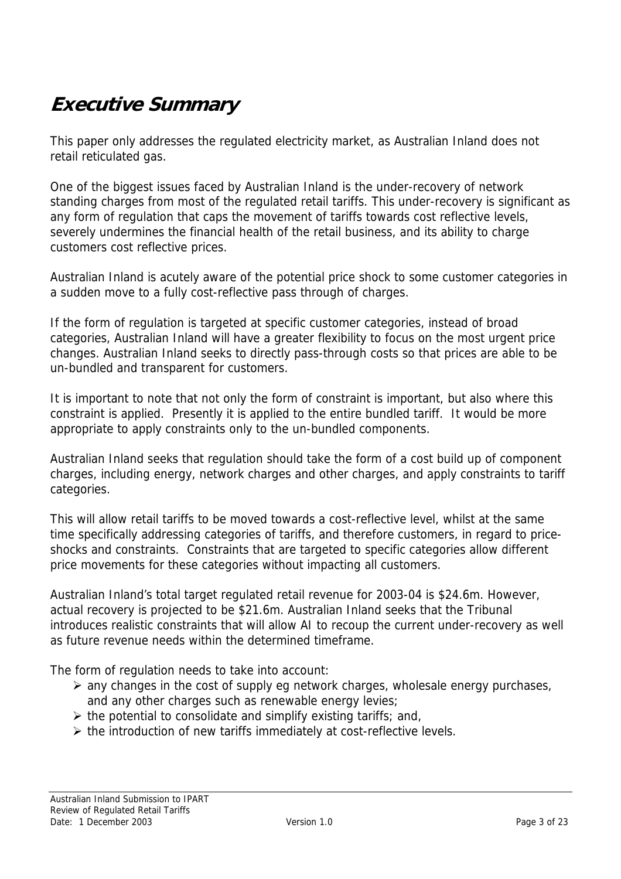# Executive Summary

This paper only addresses the regulated electricity market, as Australian Inland does not retail reticulated gas.

One of the biggest issues faced by Australian Inland is the under-recovery of network standing charges from most of the regulated retail tariffs. This under-recovery is significant as any form of regulation that caps the movement of tariffs towards cost reflective levels, severely undermines the financial health of the retail business, and its ability to charge customers cost reflective prices.

Australian Inland is acutely aware of the potential price shock to some customer categories in a sudden move to a fully cost-reflective pass through of charges.

If the form of regulation is targeted at specific customer categories, instead of broad categories, Australian Inland will have a greater flexibility to focus on the most urgent price changes. Australian Inland seeks to directly pass-through costs so that prices are able to be un-bundled and transparent for customers.

It is important to note that not only the form of constraint is important, but also where this constraint is applied. Presently it is applied to the entire bundled tariff. It would be more appropriate to apply constraints only to the un-bundled components.

Australian Inland seeks that regulation should take the form of a cost build up of component charges, including energy, network charges and other charges, and apply constraints to tariff categories.

This will allow retail tariffs to be moved towards a cost-reflective level, whilst at the same time specifically addressing categories of tariffs, and therefore customers, in regard to price-shocks and constraints. Constraints that are targeted to specific categories allow different price movements for these categories without impacting all customers.

Australian Inland's total target regulated retail revenue for 2003-04 is $24.6m. However, actual recovery is projected to be $21.6m. Australian Inland seeks that the Tribunal introduces realistic constraints that will allow AI to recoup the current under-recovery as well as future revenue needs within the determined timeframe.

The form of regulation needs to take into account:

- any changes in the cost of supply eg network charges, wholesale energy purchases, and any other charges such as renewable energy levies;
- the potential to consolidate and simplify existing tariffs; and,
- the introduction of new tariffs immediately at cost-reflective levels.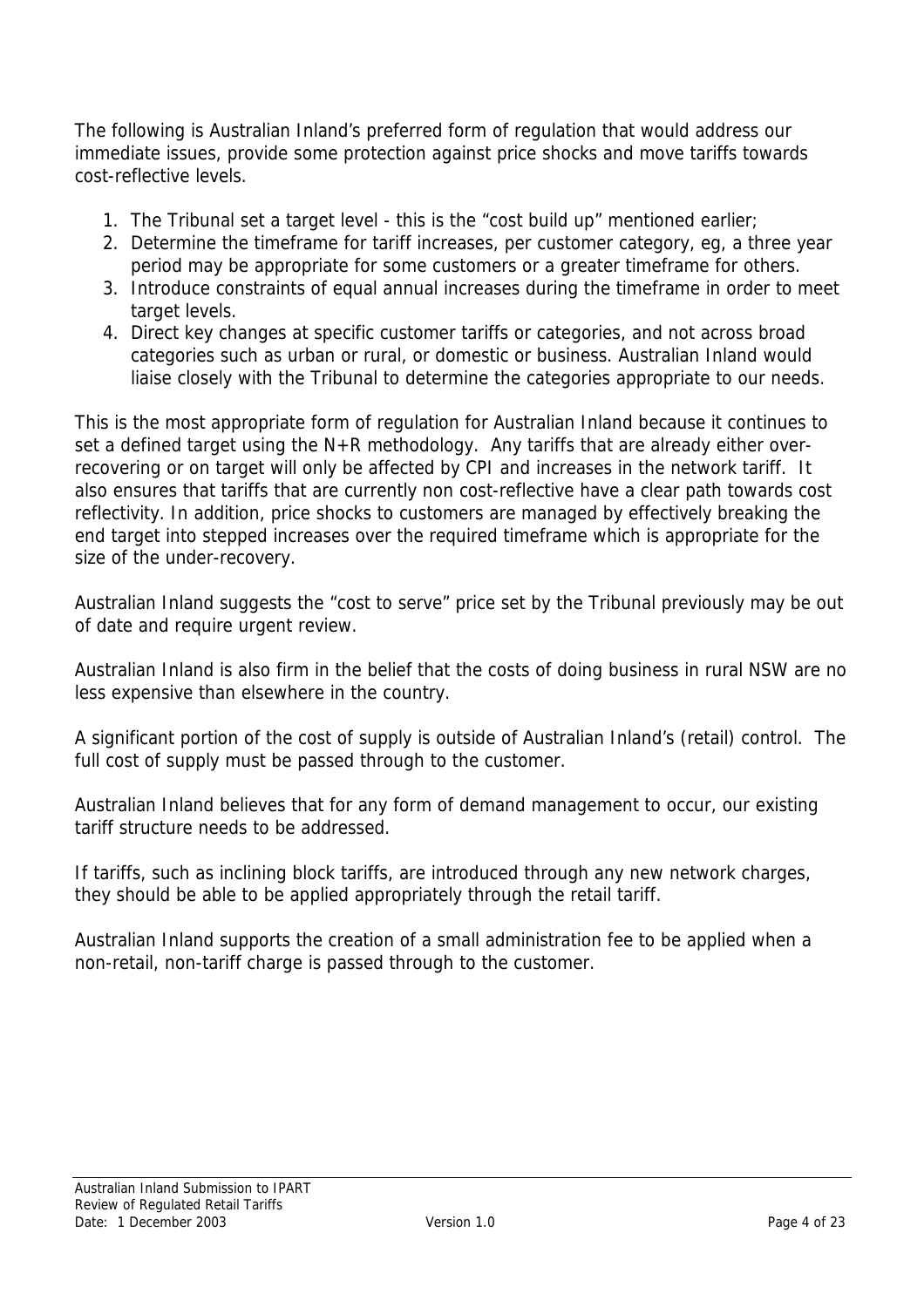The following is Australian Inland's preferred form of regulation that would address our immediate issues, provide some protection against price shocks and move tariffs towards cost-reflective levels.

1. The Tribunal set a target level - this is the "cost build up" mentioned earlier;
2. Determine the timeframe for tariff increases, per customer category, eg, a three year period may be appropriate for some customers or a greater timeframe for others.
3. Introduce constraints of equal annual increases during the timeframe in order to meet target levels.
4. Direct key changes at specific customer tariffs or categories, and not across broad categories such as urban or rural, or domestic or business. Australian Inland would liaise closely with the Tribunal to determine the categories appropriate to our needs.

This is the most appropriate form of regulation for Australian Inland because it continues to set a defined target using the N+R methodology. Any tariffs that are already either over-recovering or on target will only be affected by CPI and increases in the network tariff. It also ensures that tariffs that are currently non cost-reflective have a clear path towards cost reflectivity. In addition, price shocks to customers are managed by effectively breaking the end target into stepped increases over the required timeframe which is appropriate for the size of the under-recovery.

Australian Inland suggests the "cost to serve" price set by the Tribunal previously may be out of date and require urgent review.

Australian Inland is also firm in the belief that the costs of doing business in rural NSW are no less expensive than elsewhere in the country.

A significant portion of the cost of supply is outside of Australian Inland's (retail) control. The full cost of supply must be passed through to the customer.

Australian Inland believes that for any form of demand management to occur, our existing tariff structure needs to be addressed.

If tariffs, such as inclining block tariffs, are introduced through any new network charges, they should be able to be applied appropriately through the retail tariff.

Australian Inland supports the creation of a small administration fee to be applied when a non-retail, non-tariff charge is passed through to the customer.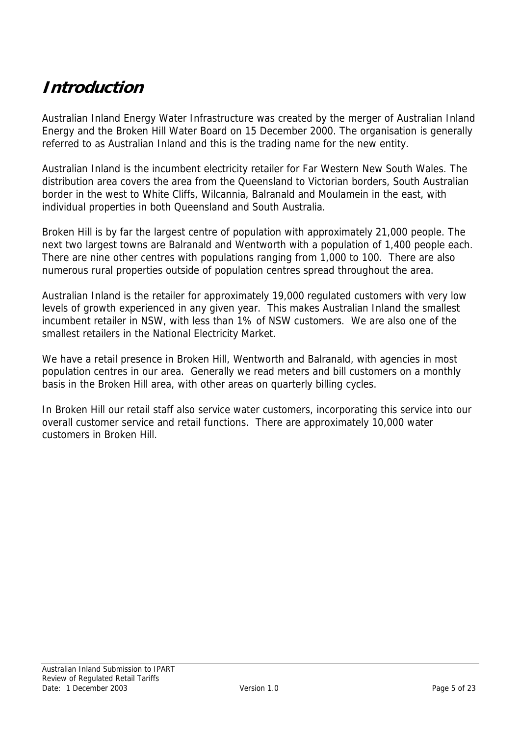# Introduction

Australian Inland Energy Water Infrastructure was created by the merger of Australian Inland Energy and the Broken Hill Water Board on 15 December 2000. The organisation is generally referred to as Australian Inland and this is the trading name for the new entity.

Australian Inland is the incumbent electricity retailer for Far Western New South Wales. The distribution area covers the area from the Queensland to Victorian borders, South Australian border in the west to White Cliffs, Wilcannia, Balranald and Moulamein in the east, with individual properties in both Queensland and South Australia.

Broken Hill is by far the largest centre of population with approximately 21,000 people. The next two largest towns are Balranald and Wentworth with a population of 1,400 people each. There are nine other centres with populations ranging from 1,000 to 100. There are also numerous rural properties outside of population centres spread throughout the area.

Australian Inland is the retailer for approximately 19,000 regulated customers with very low levels of growth experienced in any given year. This makes Australian Inland the smallest incumbent retailer in NSW, with less than 1% of NSW customers. We are also one of the smallest retailers in the National Electricity Market.

We have a retail presence in Broken Hill, Wentworth and Balranald, with agencies in most population centres in our area. Generally we read meters and bill customers on a monthly basis in the Broken Hill area, with other areas on quarterly billing cycles.

In Broken Hill our retail staff also service water customers, incorporating this service into our overall customer service and retail functions. There are approximately 10,000 water customers in Broken Hill.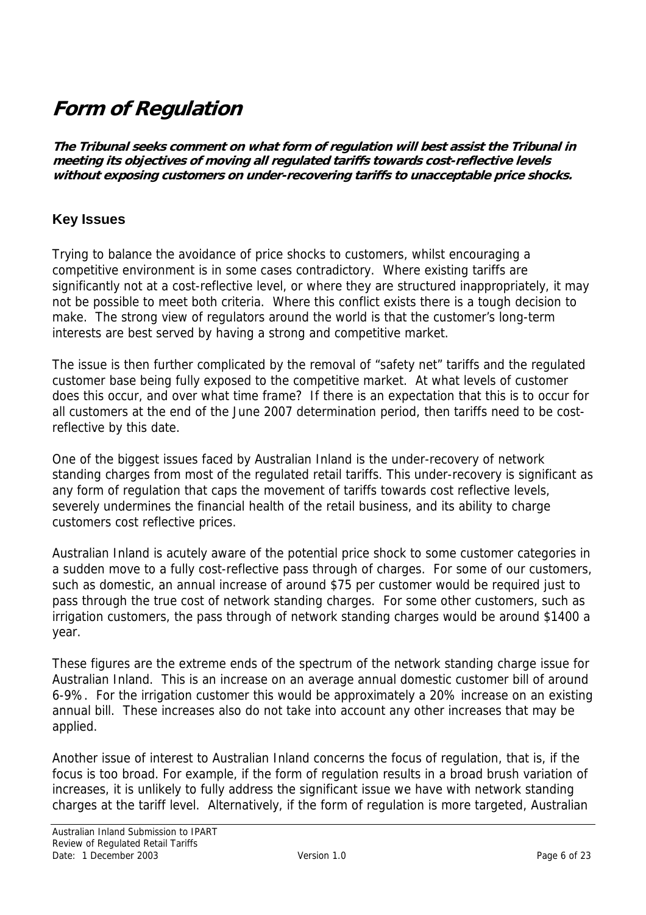# Form of Regulation

***The Tribunal seeks comment on what form of regulation will best assist the Tribunal in meeting its objectives of moving all regulated tariffs towards cost-reflective levels without exposing customers on under-recovering tariffs to unacceptable price shocks.***

## Key Issues

Trying to balance the avoidance of price shocks to customers, whilst encouraging a competitive environment is in some cases contradictory. Where existing tariffs are significantly not at a cost-reflective level, or where they are structured inappropriately, it may not be possible to meet both criteria. Where this conflict exists there is a tough decision to make. The strong view of regulators around the world is that the customer's long-term interests are best served by having a strong and competitive market.

The issue is then further complicated by the removal of "safety net" tariffs and the regulated customer base being fully exposed to the competitive market. At what levels of customer does this occur, and over what time frame? If there is an expectation that this is to occur for all customers at the end of the June 2007 determination period, then tariffs need to be cost-reflective by this date.

One of the biggest issues faced by Australian Inland is the under-recovery of network standing charges from most of the regulated retail tariffs. This under-recovery is significant as any form of regulation that caps the movement of tariffs towards cost reflective levels, severely undermines the financial health of the retail business, and its ability to charge customers cost reflective prices.

Australian Inland is acutely aware of the potential price shock to some customer categories in a sudden move to a fully cost-reflective pass through of charges. For some of our customers, such as domestic, an annual increase of around $75 per customer would be required just to pass through the true cost of network standing charges. For some other customers, such as irrigation customers, the pass through of network standing charges would be around $1400 a year.

These figures are the extreme ends of the spectrum of the network standing charge issue for Australian Inland. This is an increase on an average annual domestic customer bill of around 6-9%. For the irrigation customer this would be approximately a 20% increase on an existing annual bill. These increases also do not take into account any other increases that may be applied.

Another issue of interest to Australian Inland concerns the focus of regulation, that is, if the focus is too broad. For example, if the form of regulation results in a broad brush variation of increases, it is unlikely to fully address the significant issue we have with network standing charges at the tariff level. Alternatively, if the form of regulation is more targeted, Australian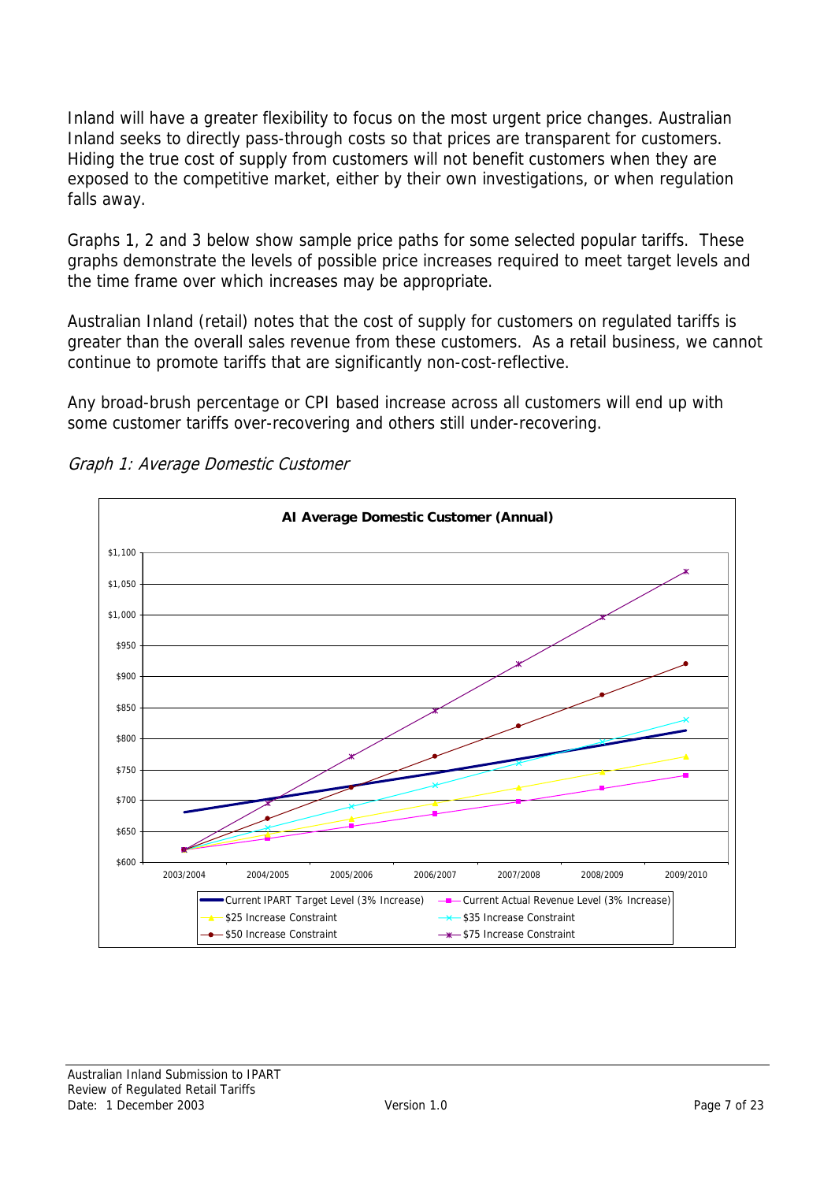Inland will have a greater flexibility to focus on the most urgent price changes. Australian Inland seeks to directly pass-through costs so that prices are transparent for customers. Hiding the true cost of supply from customers will not benefit customers when they are exposed to the competitive market, either by their own investigations, or when regulation falls away.

Graphs 1, 2 and 3 below show sample price paths for some selected popular tariffs. These graphs demonstrate the levels of possible price increases required to meet target levels and the time frame over which increases may be appropriate.

Australian Inland (retail) notes that the cost of supply for customers on regulated tariffs is greater than the overall sales revenue from these customers. As a retail business, we cannot continue to promote tariffs that are significantly non-cost-reflective.

Any broad-brush percentage or CPI based increase across all customers will end up with some customer tariffs over-recovering and others still under-recovering.

*Graph 1: Average Domestic Customer*

**AI Average Domestic Customer (Annual)**

Legend: Current IPART Target Level (3% Increase); Current Actual Revenue Level (3% Increase); $25 Increase Constraint; $35 Increase Constraint; $50 Increase Constraint; $75 Increase Constraint

Y-axis: $600 – $1,100; X-axis: 2003/2004 – 2009/2010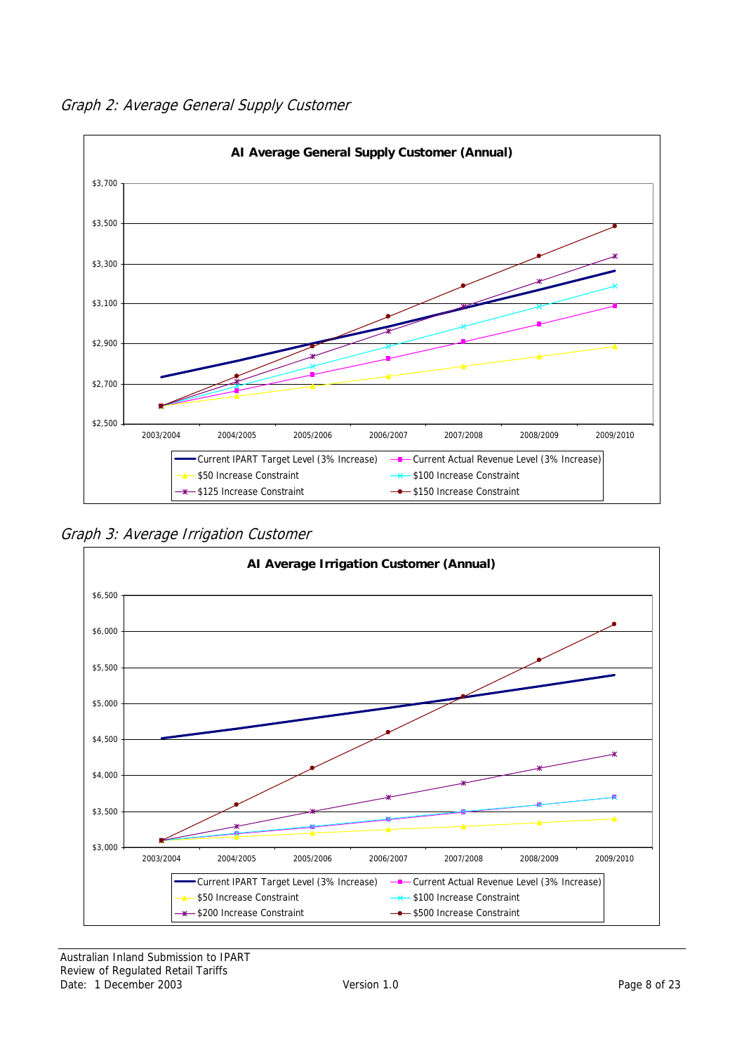*Graph 2: Average General Supply Customer*

*Graph 3: Average Irrigation Customer*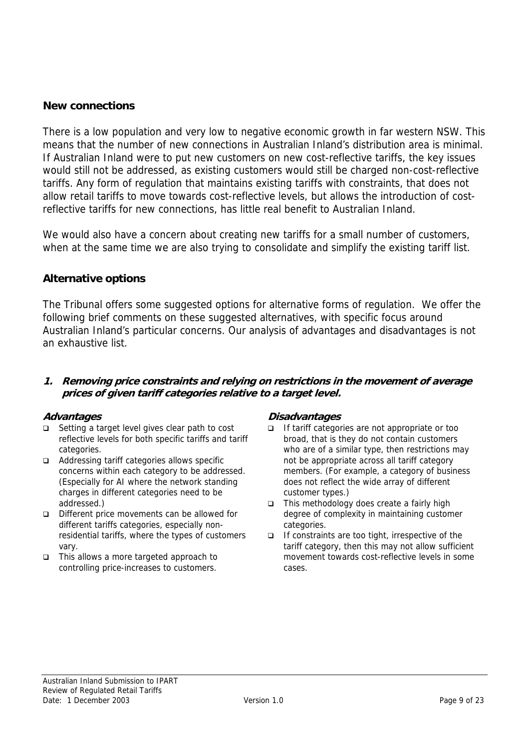## New connections

There is a low population and very low to negative economic growth in far western NSW. This means that the number of new connections in Australian Inland's distribution area is minimal. If Australian Inland were to put new customers on new cost-reflective tariffs, the key issues would still not be addressed, as existing customers would still be charged non-cost-reflective tariffs. Any form of regulation that maintains existing tariffs with constraints, that does not allow retail tariffs to move towards cost-reflective levels, but allows the introduction of cost-reflective tariffs for new connections, has little real benefit to Australian Inland.

We would also have a concern about creating new tariffs for a small number of customers, when at the same time we are also trying to consolidate and simplify the existing tariff list.

## Alternative options

The Tribunal offers some suggested options for alternative forms of regulation. We offer the following brief comments on these suggested alternatives, with specific focus around Australian Inland's particular concerns. Our analysis of advantages and disadvantages is not an exhaustive list.

### 1. Removing price constraints and relying on restrictions in the movement of average prices of given tariff categories relative to a target level.

#### Advantages

- Setting a target level gives clear path to cost reflective levels for both specific tariffs and tariff categories.
- Addressing tariff categories allows specific concerns within each category to be addressed. (Especially for AI where the network standing charges in different categories need to be addressed.)
- Different price movements can be allowed for different tariffs categories, especially non-residential tariffs, where the types of customers vary.
- This allows a more targeted approach to controlling price-increases to customers.

#### Disadvantages

- If tariff categories are not appropriate or too broad, that is they do not contain customers who are of a similar type, then restrictions may not be appropriate across all tariff category members. (For example, a category of business does not reflect the wide array of different customer types.)
- This methodology does create a fairly high degree of complexity in maintaining customer categories.
- If constraints are too tight, irrespective of the tariff category, then this may not allow sufficient movement towards cost-reflective levels in some cases.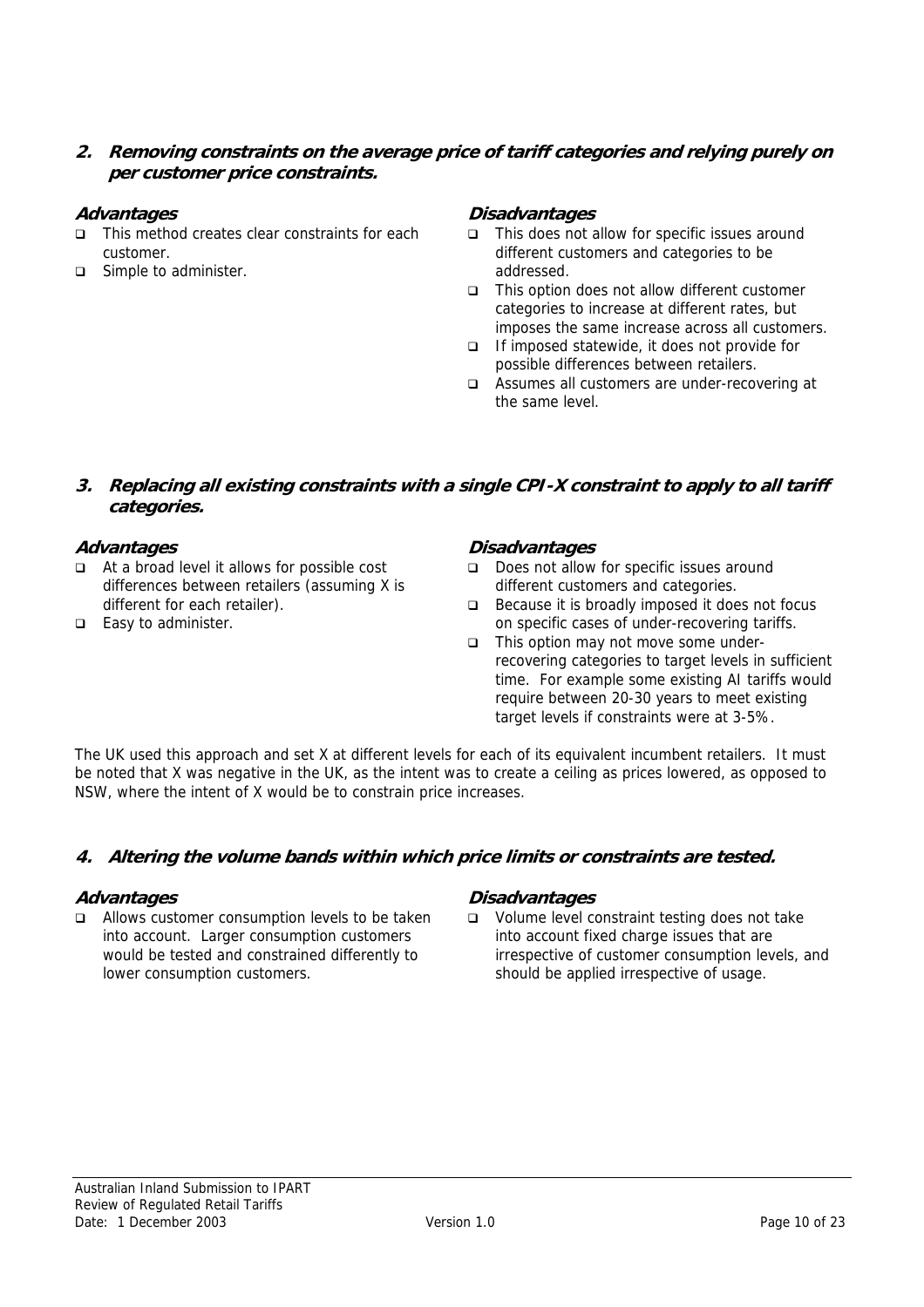## 2. Removing constraints on the average price of tariff categories and relying purely on per customer price constraints.

**Advantages**

- This method creates clear constraints for each customer.
- Simple to administer.

**Disadvantages**

- This does not allow for specific issues around different customers and categories to be addressed.
- This option does not allow different customer categories to increase at different rates, but imposes the same increase across all customers.
- If imposed statewide, it does not provide for possible differences between retailers.
- Assumes all customers are under-recovering at the same level.

## 3. Replacing all existing constraints with a single CPI-X constraint to apply to all tariff categories.

**Advantages**

- At a broad level it allows for possible cost differences between retailers (assuming X is different for each retailer).
- Easy to administer.

**Disadvantages**

- Does not allow for specific issues around different customers and categories.
- Because it is broadly imposed it does not focus on specific cases of under-recovering tariffs.
- This option may not move some under-recovering categories to target levels in sufficient time. For example some existing AI tariffs would require between 20-30 years to meet existing target levels if constraints were at 3-5%.

The UK used this approach and set X at different levels for each of its equivalent incumbent retailers. It must be noted that X was negative in the UK, as the intent was to create a ceiling as prices lowered, as opposed to NSW, where the intent of X would be to constrain price increases.

## 4. Altering the volume bands within which price limits or constraints are tested.

**Advantages**

- Allows customer consumption levels to be taken into account. Larger consumption customers would be tested and constrained differently to lower consumption customers.

**Disadvantages**

- Volume level constraint testing does not take into account fixed charge issues that are irrespective of customer consumption levels, and should be applied irrespective of usage.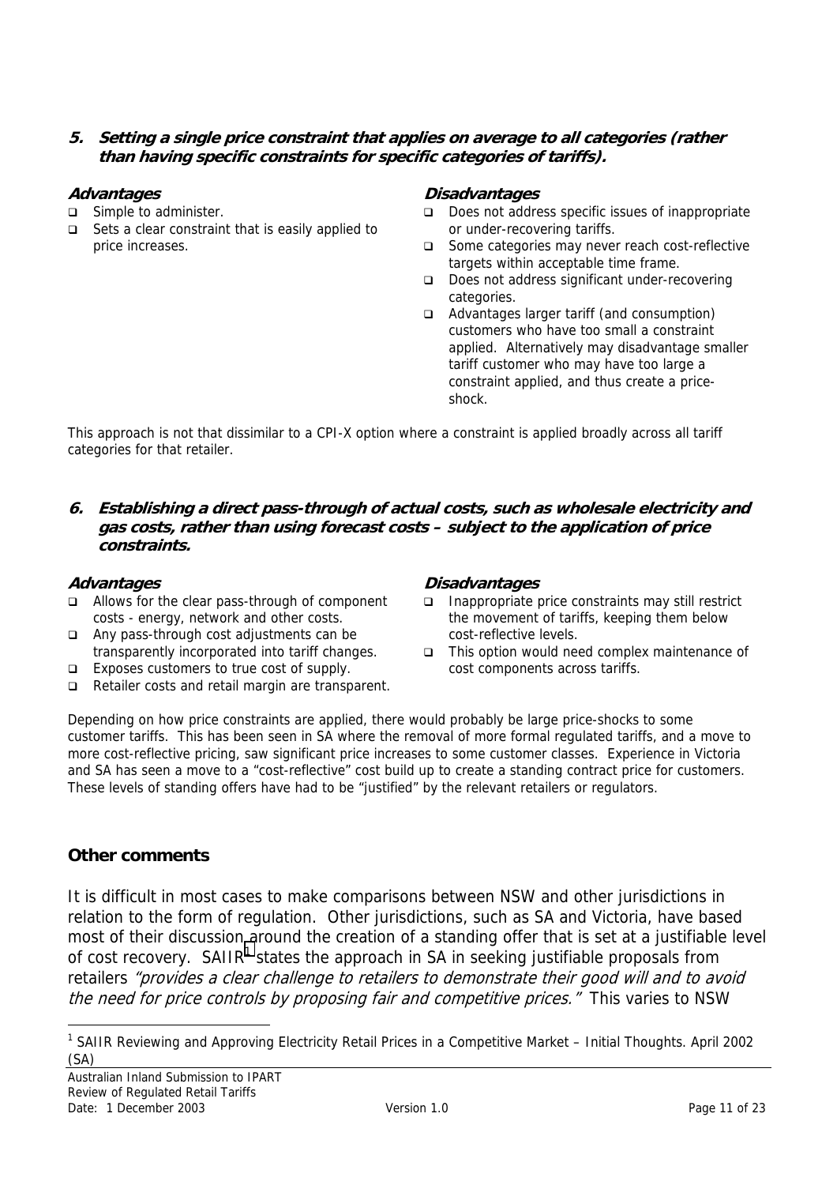### 5. *Setting a single price constraint that applies on average to all categories (rather than having specific constraints for specific categories of tariffs).*

***Advantages***

- Simple to administer.
- Sets a clear constraint that is easily applied to price increases.

***Disadvantages***

- Does not address specific issues of inappropriate or under-recovering tariffs.
- Some categories may never reach cost-reflective targets within acceptable time frame.
- Does not address significant under-recovering categories.
- Advantages larger tariff (and consumption) customers who have too small a constraint applied. Alternatively may disadvantage smaller tariff customer who may have too large a constraint applied, and thus create a price-shock.

This approach is not that dissimilar to a CPI-X option where a constraint is applied broadly across all tariff categories for that retailer.

### 6. *Establishing a direct pass-through of actual costs, such as wholesale electricity and gas costs, rather than using forecast costs – subject to the application of price constraints.*

***Advantages***

- Allows for the clear pass-through of component costs - energy, network and other costs.
- Any pass-through cost adjustments can be transparently incorporated into tariff changes.
- Exposes customers to true cost of supply.
- Retailer costs and retail margin are transparent.

***Disadvantages***

- Inappropriate price constraints may still restrict the movement of tariffs, keeping them below cost-reflective levels.
- This option would need complex maintenance of cost components across tariffs.

Depending on how price constraints are applied, there would probably be large price-shocks to some customer tariffs. This has been seen in SA where the removal of more formal regulated tariffs, and a move to more cost-reflective pricing, saw significant price increases to some customer classes. Experience in Victoria and SA has seen a move to a "cost-reflective" cost build up to create a standing contract price for customers. These levels of standing offers have had to be "justified" by the relevant retailers or regulators.

## Other comments

It is difficult in most cases to make comparisons between NSW and other jurisdictions in relation to the form of regulation. Other jurisdictions, such as SA and Victoria, have based most of their discussion around the creation of a standing offer that is set at a justifiable level of cost recovery. SAIIR[1] states the approach in SA in seeking justifiable proposals from retailers *"provides a clear challenge to retailers to demonstrate their good will and to avoid the need for price controls by proposing fair and competitive prices."* This varies to NSW

[1] SAIIR Reviewing and Approving Electricity Retail Prices in a Competitive Market – Initial Thoughts. April 2002 (SA)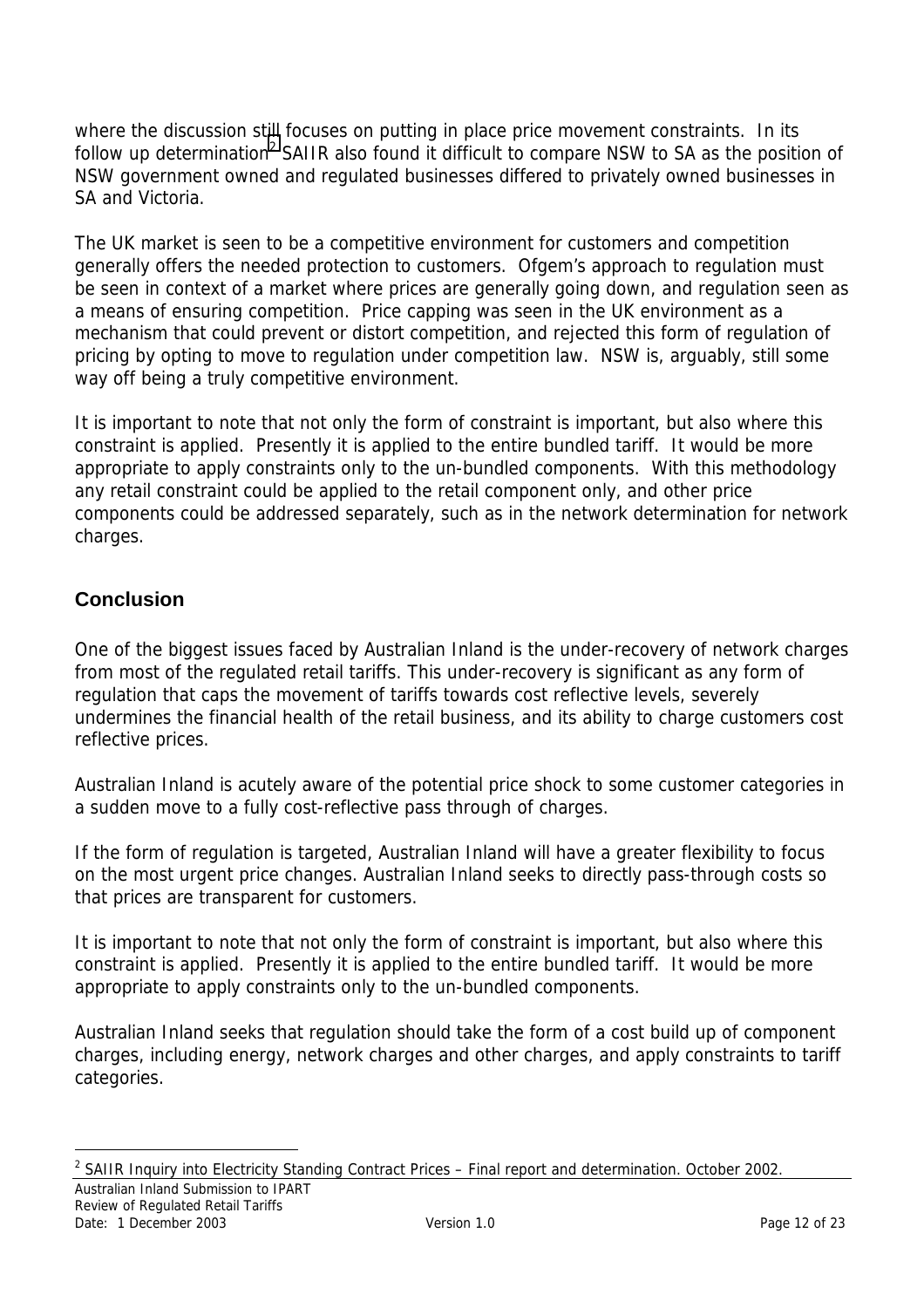where the discussion still focuses on putting in place price movement constraints. In its follow up determination[2] SAIIR also found it difficult to compare NSW to SA as the position of NSW government owned and regulated businesses differed to privately owned businesses in SA and Victoria.

The UK market is seen to be a competitive environment for customers and competition generally offers the needed protection to customers. Ofgem's approach to regulation must be seen in context of a market where prices are generally going down, and regulation seen as a means of ensuring competition. Price capping was seen in the UK environment as a mechanism that could prevent or distort competition, and rejected this form of regulation of pricing by opting to move to regulation under competition law. NSW is, arguably, still some way off being a truly competitive environment.

It is important to note that not only the form of constraint is important, but also where this constraint is applied. Presently it is applied to the entire bundled tariff. It would be more appropriate to apply constraints only to the un-bundled components. With this methodology any retail constraint could be applied to the retail component only, and other price components could be addressed separately, such as in the network determination for network charges.

## Conclusion

One of the biggest issues faced by Australian Inland is the under-recovery of network charges from most of the regulated retail tariffs. This under-recovery is significant as any form of regulation that caps the movement of tariffs towards cost reflective levels, severely undermines the financial health of the retail business, and its ability to charge customers cost reflective prices.

Australian Inland is acutely aware of the potential price shock to some customer categories in a sudden move to a fully cost-reflective pass through of charges.

If the form of regulation is targeted, Australian Inland will have a greater flexibility to focus on the most urgent price changes. Australian Inland seeks to directly pass-through costs so that prices are transparent for customers.

It is important to note that not only the form of constraint is important, but also where this constraint is applied. Presently it is applied to the entire bundled tariff. It would be more appropriate to apply constraints only to the un-bundled components.

Australian Inland seeks that regulation should take the form of a cost build up of component charges, including energy, network charges and other charges, and apply constraints to tariff categories.

[2] SAIIR Inquiry into Electricity Standing Contract Prices – Final report and determination. October 2002.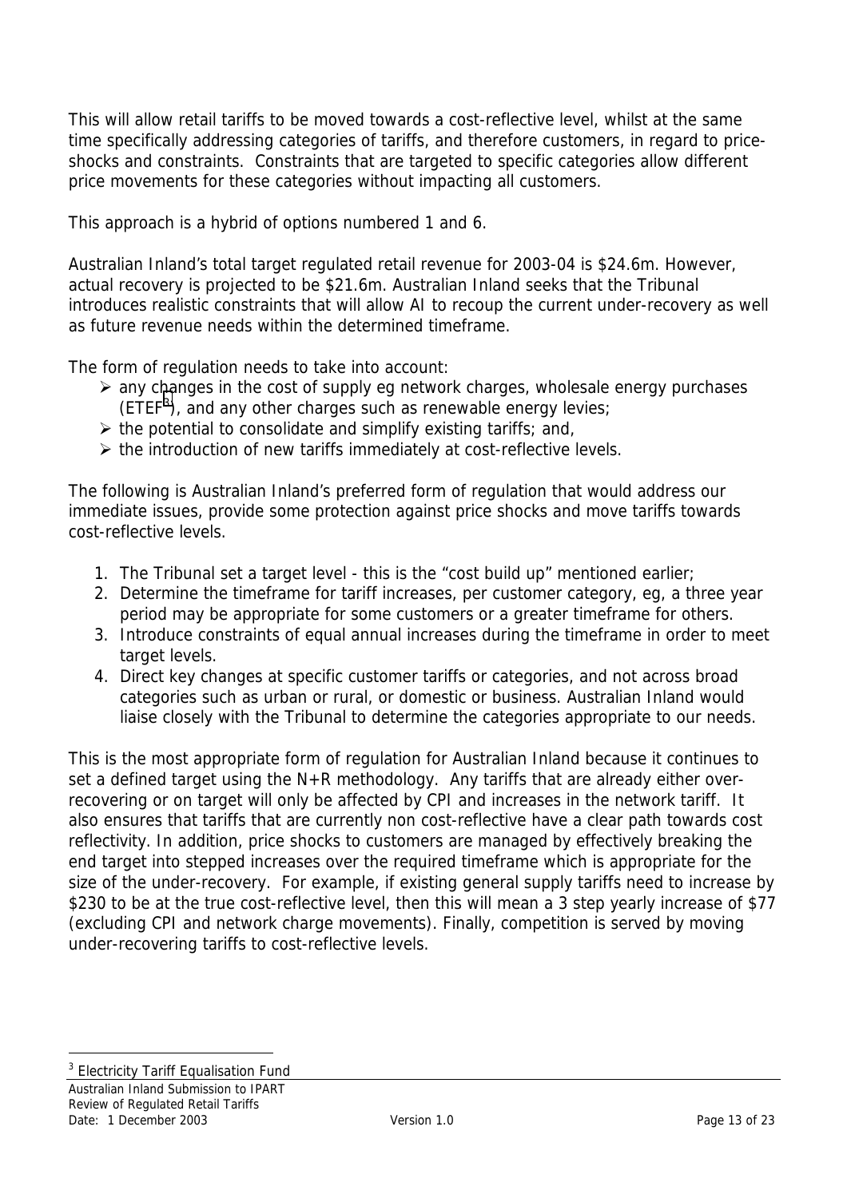This will allow retail tariffs to be moved towards a cost-reflective level, whilst at the same time specifically addressing categories of tariffs, and therefore customers, in regard to price-shocks and constraints. Constraints that are targeted to specific categories allow different price movements for these categories without impacting all customers.

This approach is a hybrid of options numbered 1 and 6.

Australian Inland's total target regulated retail revenue for 2003-04 is $24.6m. However, actual recovery is projected to be $21.6m. Australian Inland seeks that the Tribunal introduces realistic constraints that will allow AI to recoup the current under-recovery as well as future revenue needs within the determined timeframe.

The form of regulation needs to take into account:

- any changes in the cost of supply eg network charges, wholesale energy purchases (ETEF[3]), and any other charges such as renewable energy levies;
- the potential to consolidate and simplify existing tariffs; and,
- the introduction of new tariffs immediately at cost-reflective levels.

The following is Australian Inland's preferred form of regulation that would address our immediate issues, provide some protection against price shocks and move tariffs towards cost-reflective levels.

1. The Tribunal set a target level - this is the "cost build up" mentioned earlier;
2. Determine the timeframe for tariff increases, per customer category, eg, a three year period may be appropriate for some customers or a greater timeframe for others.
3. Introduce constraints of equal annual increases during the timeframe in order to meet target levels.
4. Direct key changes at specific customer tariffs or categories, and not across broad categories such as urban or rural, or domestic or business. Australian Inland would liaise closely with the Tribunal to determine the categories appropriate to our needs.

This is the most appropriate form of regulation for Australian Inland because it continues to set a defined target using the N+R methodology. Any tariffs that are already either over-recovering or on target will only be affected by CPI and increases in the network tariff. It also ensures that tariffs that are currently non cost-reflective have a clear path towards cost reflectivity. In addition, price shocks to customers are managed by effectively breaking the end target into stepped increases over the required timeframe which is appropriate for the size of the under-recovery. For example, if existing general supply tariffs need to increase by $230 to be at the true cost-reflective level, then this will mean a 3 step yearly increase of $77 (excluding CPI and network charge movements). Finally, competition is served by moving under-recovering tariffs to cost-reflective levels.

[3] Electricity Tariff Equalisation Fund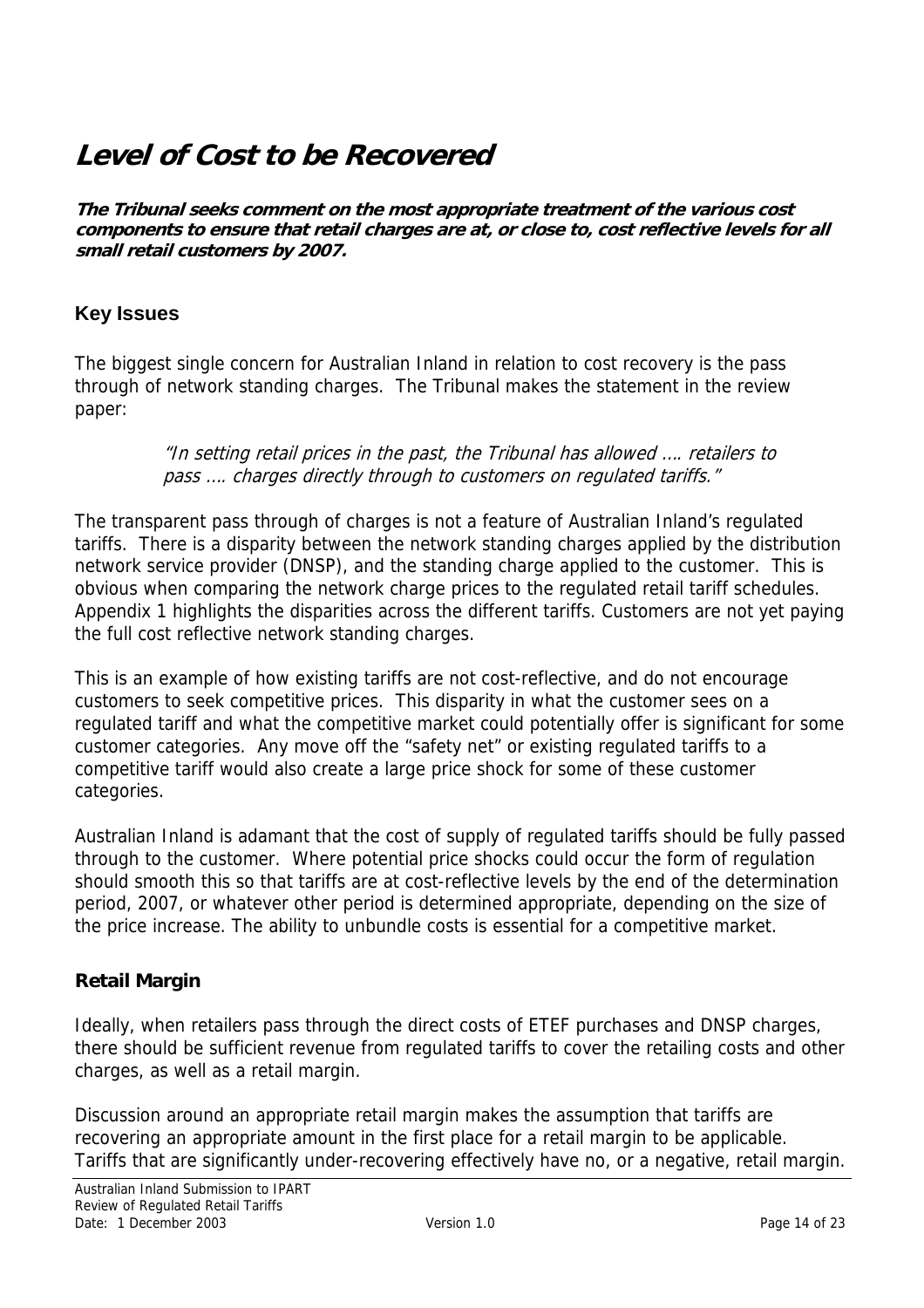# Level of Cost to be Recovered

***The Tribunal seeks comment on the most appropriate treatment of the various cost components to ensure that retail charges are at, or close to, cost reflective levels for all small retail customers by 2007.***

## Key Issues

The biggest single concern for Australian Inland in relation to cost recovery is the pass through of network standing charges. The Tribunal makes the statement in the review paper:

> *"In setting retail prices in the past, the Tribunal has allowed …. retailers to pass …. charges directly through to customers on regulated tariffs."*

The transparent pass through of charges is not a feature of Australian Inland's regulated tariffs. There is a disparity between the network standing charges applied by the distribution network service provider (DNSP), and the standing charge applied to the customer. This is obvious when comparing the network charge prices to the regulated retail tariff schedules. Appendix 1 highlights the disparities across the different tariffs. Customers are not yet paying the full cost reflective network standing charges.

This is an example of how existing tariffs are not cost-reflective, and do not encourage customers to seek competitive prices. This disparity in what the customer sees on a regulated tariff and what the competitive market could potentially offer is significant for some customer categories. Any move off the "safety net" or existing regulated tariffs to a competitive tariff would also create a large price shock for some of these customer categories.

Australian Inland is adamant that the cost of supply of regulated tariffs should be fully passed through to the customer. Where potential price shocks could occur the form of regulation should smooth this so that tariffs are at cost-reflective levels by the end of the determination period, 2007, or whatever other period is determined appropriate, depending on the size of the price increase. The ability to unbundle costs is essential for a competitive market.

### Retail Margin

Ideally, when retailers pass through the direct costs of ETEF purchases and DNSP charges, there should be sufficient revenue from regulated tariffs to cover the retailing costs and other charges, as well as a retail margin.

Discussion around an appropriate retail margin makes the assumption that tariffs are recovering an appropriate amount in the first place for a retail margin to be applicable. Tariffs that are significantly under-recovering effectively have no, or a negative, retail margin.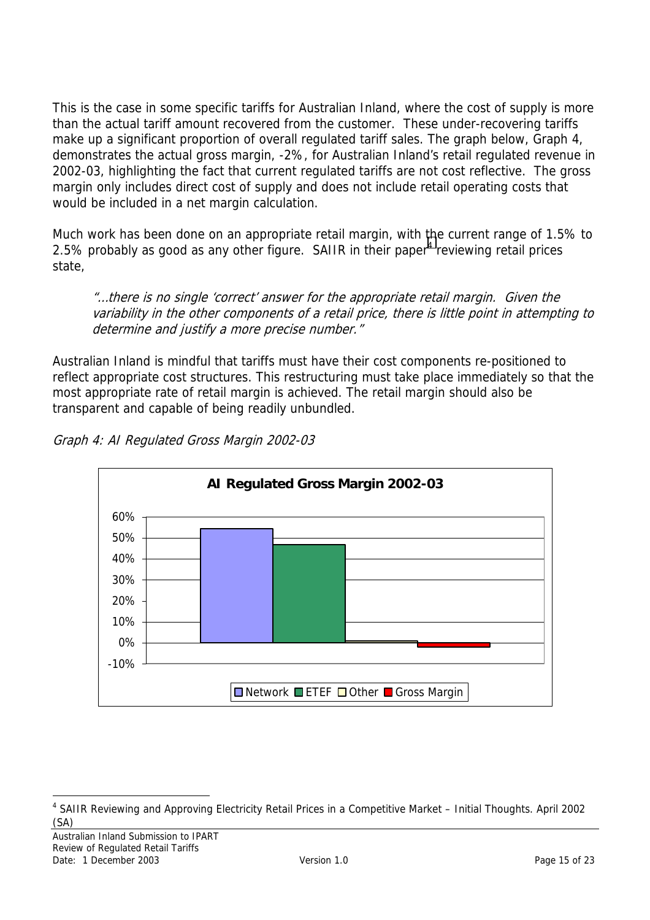This is the case in some specific tariffs for Australian Inland, where the cost of supply is more than the actual tariff amount recovered from the customer. These under-recovering tariffs make up a significant proportion of overall regulated tariff sales. The graph below, Graph 4, demonstrates the actual gross margin, -2%, for Australian Inland's retail regulated revenue in 2002-03, highlighting the fact that current regulated tariffs are not cost reflective. The gross margin only includes direct cost of supply and does not include retail operating costs that would be included in a net margin calculation.

Much work has been done on an appropriate retail margin, with the current range of 1.5% to 2.5% probably as good as any other figure. SAIIR in their paper[4] reviewing retail prices state,

> *"...there is no single 'correct' answer for the appropriate retail margin. Given the variability in the other components of a retail price, there is little point in attempting to determine and justify a more precise number."*

Australian Inland is mindful that tariffs must have their cost components re-positioned to reflect appropriate cost structures. This restructuring must take place immediately so that the most appropriate rate of retail margin is achieved. The retail margin should also be transparent and capable of being readily unbundled.

*Graph 4: AI Regulated Gross Margin 2002-03*

**AI Regulated Gross Margin 2002-03**

| Network | ETEF | Other | Gross Margin |
|---|---|---|---|
| ~54% | ~47% | ~1% | ~-2% |

---

[4] SAIIR Reviewing and Approving Electricity Retail Prices in a Competitive Market – Initial Thoughts. April 2002 (SA)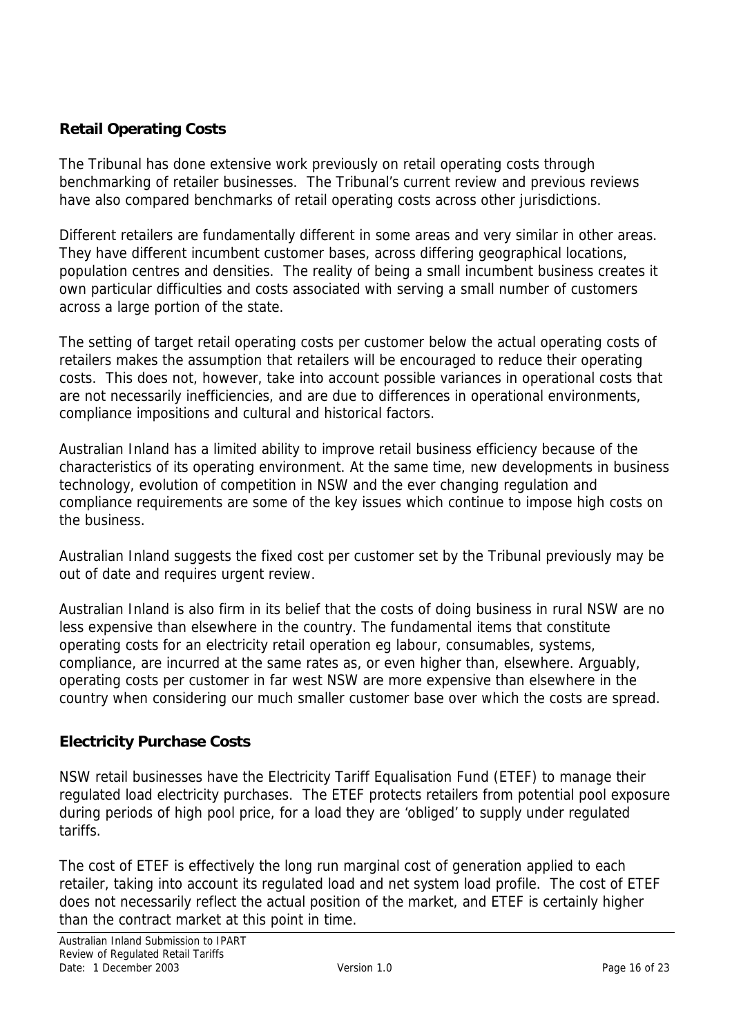## Retail Operating Costs

The Tribunal has done extensive work previously on retail operating costs through benchmarking of retailer businesses. The Tribunal's current review and previous reviews have also compared benchmarks of retail operating costs across other jurisdictions.

Different retailers are fundamentally different in some areas and very similar in other areas. They have different incumbent customer bases, across differing geographical locations, population centres and densities. The reality of being a small incumbent business creates it own particular difficulties and costs associated with serving a small number of customers across a large portion of the state.

The setting of target retail operating costs per customer below the actual operating costs of retailers makes the assumption that retailers will be encouraged to reduce their operating costs. This does not, however, take into account possible variances in operational costs that are not necessarily inefficiencies, and are due to differences in operational environments, compliance impositions and cultural and historical factors.

Australian Inland has a limited ability to improve retail business efficiency because of the characteristics of its operating environment. At the same time, new developments in business technology, evolution of competition in NSW and the ever changing regulation and compliance requirements are some of the key issues which continue to impose high costs on the business.

Australian Inland suggests the fixed cost per customer set by the Tribunal previously may be out of date and requires urgent review.

Australian Inland is also firm in its belief that the costs of doing business in rural NSW are no less expensive than elsewhere in the country. The fundamental items that constitute operating costs for an electricity retail operation eg labour, consumables, systems, compliance, are incurred at the same rates as, or even higher than, elsewhere. Arguably, operating costs per customer in far west NSW are more expensive than elsewhere in the country when considering our much smaller customer base over which the costs are spread.

## Electricity Purchase Costs

NSW retail businesses have the Electricity Tariff Equalisation Fund (ETEF) to manage their regulated load electricity purchases. The ETEF protects retailers from potential pool exposure during periods of high pool price, for a load they are 'obliged' to supply under regulated tariffs.

The cost of ETEF is effectively the long run marginal cost of generation applied to each retailer, taking into account its regulated load and net system load profile. The cost of ETEF does not necessarily reflect the actual position of the market, and ETEF is certainly higher than the contract market at this point in time.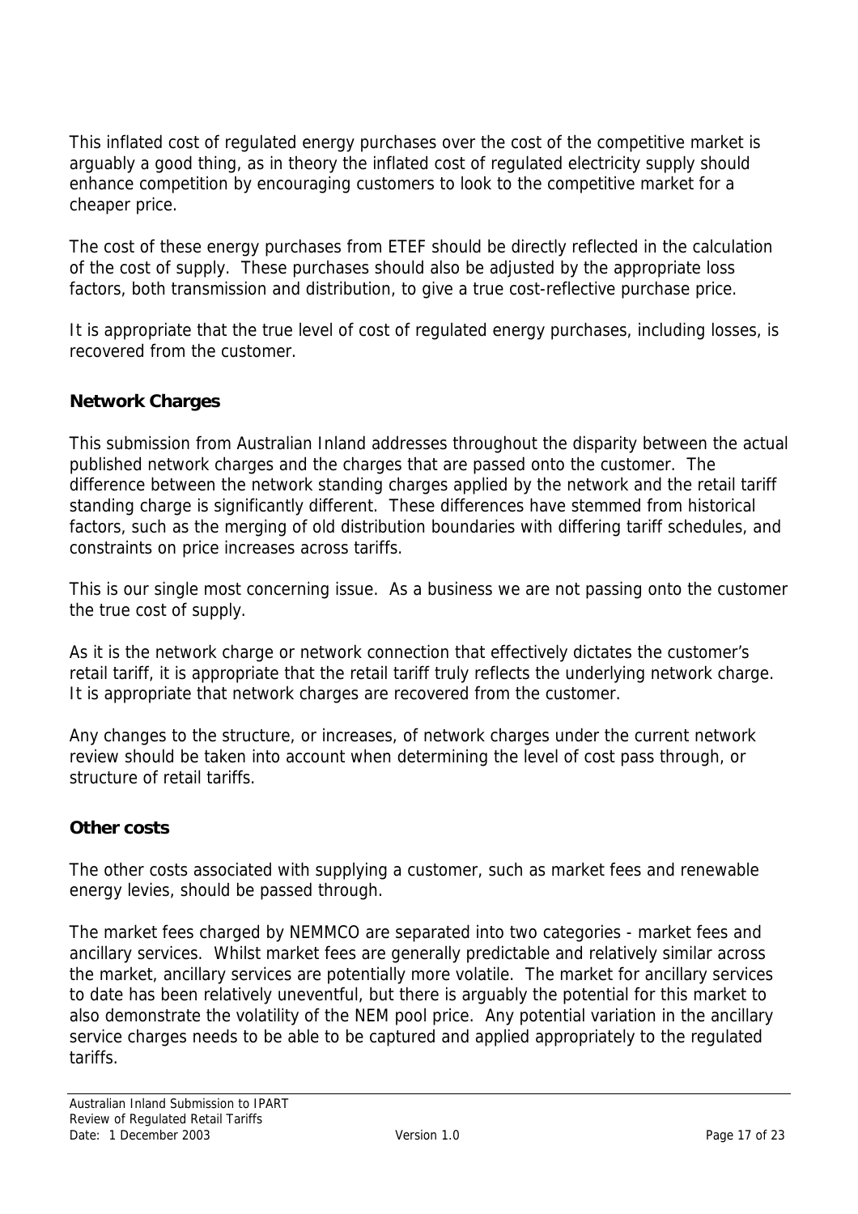This inflated cost of regulated energy purchases over the cost of the competitive market is arguably a good thing, as in theory the inflated cost of regulated electricity supply should enhance competition by encouraging customers to look to the competitive market for a cheaper price.

The cost of these energy purchases from ETEF should be directly reflected in the calculation of the cost of supply. These purchases should also be adjusted by the appropriate loss factors, both transmission and distribution, to give a true cost-reflective purchase price.

It is appropriate that the true level of cost of regulated energy purchases, including losses, is recovered from the customer.

**Network Charges**

This submission from Australian Inland addresses throughout the disparity between the actual published network charges and the charges that are passed onto the customer. The difference between the network standing charges applied by the network and the retail tariff standing charge is significantly different. These differences have stemmed from historical factors, such as the merging of old distribution boundaries with differing tariff schedules, and constraints on price increases across tariffs.

This is our single most concerning issue. As a business we are not passing onto the customer the true cost of supply.

As it is the network charge or network connection that effectively dictates the customer's retail tariff, it is appropriate that the retail tariff truly reflects the underlying network charge. It is appropriate that network charges are recovered from the customer.

Any changes to the structure, or increases, of network charges under the current network review should be taken into account when determining the level of cost pass through, or structure of retail tariffs.

**Other costs**

The other costs associated with supplying a customer, such as market fees and renewable energy levies, should be passed through.

The market fees charged by NEMMCO are separated into two categories - market fees and ancillary services. Whilst market fees are generally predictable and relatively similar across the market, ancillary services are potentially more volatile. The market for ancillary services to date has been relatively uneventful, but there is arguably the potential for this market to also demonstrate the volatility of the NEM pool price. Any potential variation in the ancillary service charges needs to be able to be captured and applied appropriately to the regulated tariffs.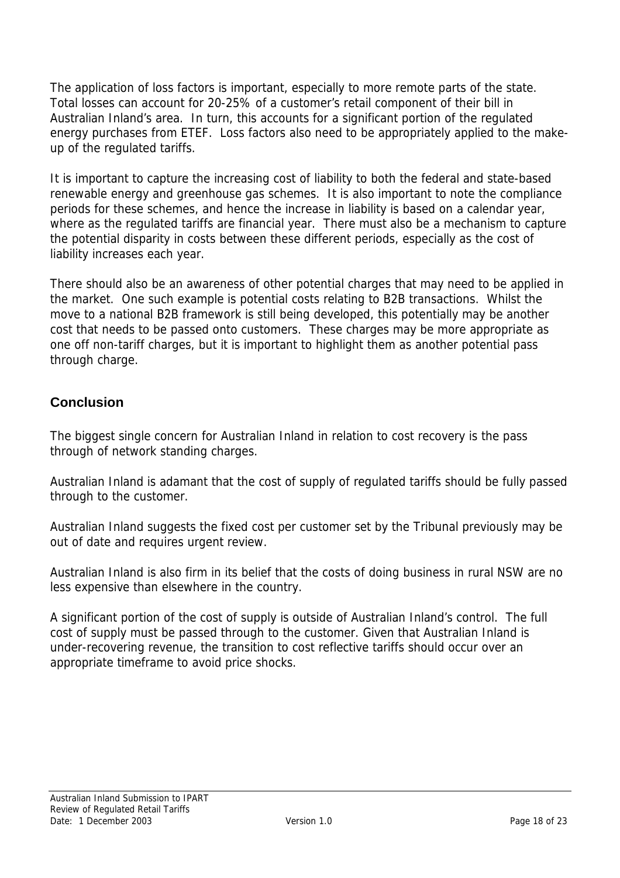The application of loss factors is important, especially to more remote parts of the state. Total losses can account for 20-25% of a customer's retail component of their bill in Australian Inland's area. In turn, this accounts for a significant portion of the regulated energy purchases from ETEF. Loss factors also need to be appropriately applied to the make-up of the regulated tariffs.

It is important to capture the increasing cost of liability to both the federal and state-based renewable energy and greenhouse gas schemes. It is also important to note the compliance periods for these schemes, and hence the increase in liability is based on a calendar year, where as the regulated tariffs are financial year. There must also be a mechanism to capture the potential disparity in costs between these different periods, especially as the cost of liability increases each year.

There should also be an awareness of other potential charges that may need to be applied in the market. One such example is potential costs relating to B2B transactions. Whilst the move to a national B2B framework is still being developed, this potentially may be another cost that needs to be passed onto customers. These charges may be more appropriate as one off non-tariff charges, but it is important to highlight them as another potential pass through charge.

## Conclusion

The biggest single concern for Australian Inland in relation to cost recovery is the pass through of network standing charges.

Australian Inland is adamant that the cost of supply of regulated tariffs should be fully passed through to the customer.

Australian Inland suggests the fixed cost per customer set by the Tribunal previously may be out of date and requires urgent review.

Australian Inland is also firm in its belief that the costs of doing business in rural NSW are no less expensive than elsewhere in the country.

A significant portion of the cost of supply is outside of Australian Inland's control. The full cost of supply must be passed through to the customer. Given that Australian Inland is under-recovering revenue, the transition to cost reflective tariffs should occur over an appropriate timeframe to avoid price shocks.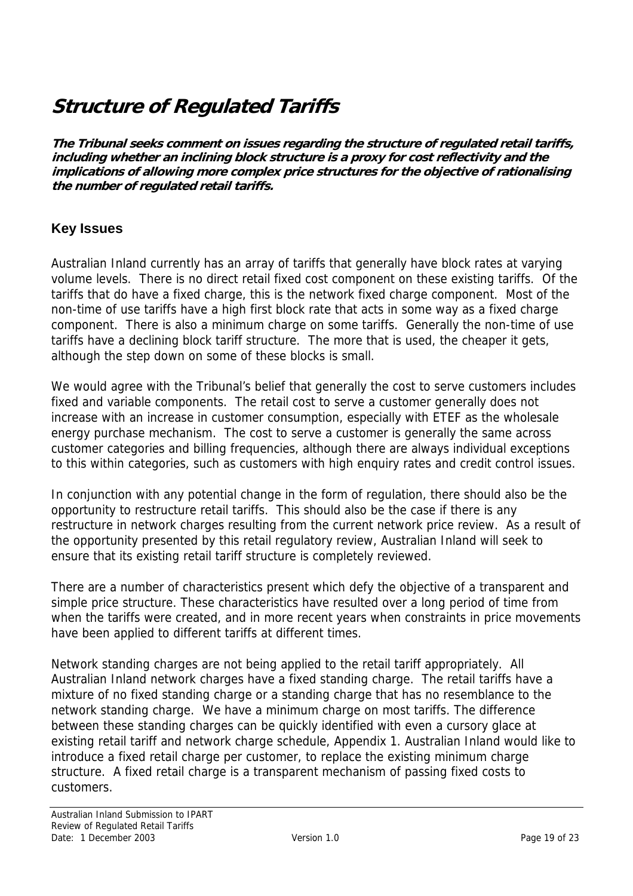# ***Structure of Regulated Tariffs***

***The Tribunal seeks comment on issues regarding the structure of regulated retail tariffs, including whether an inclining block structure is a proxy for cost reflectivity and the implications of allowing more complex price structures for the objective of rationalising the number of regulated retail tariffs.***

## Key Issues

Australian Inland currently has an array of tariffs that generally have block rates at varying volume levels. There is no direct retail fixed cost component on these existing tariffs. Of the tariffs that do have a fixed charge, this is the network fixed charge component. Most of the non-time of use tariffs have a high first block rate that acts in some way as a fixed charge component. There is also a minimum charge on some tariffs. Generally the non-time of use tariffs have a declining block tariff structure. The more that is used, the cheaper it gets, although the step down on some of these blocks is small.

We would agree with the Tribunal's belief that generally the cost to serve customers includes fixed and variable components. The retail cost to serve a customer generally does not increase with an increase in customer consumption, especially with ETEF as the wholesale energy purchase mechanism. The cost to serve a customer is generally the same across customer categories and billing frequencies, although there are always individual exceptions to this within categories, such as customers with high enquiry rates and credit control issues.

In conjunction with any potential change in the form of regulation, there should also be the opportunity to restructure retail tariffs. This should also be the case if there is any restructure in network charges resulting from the current network price review. As a result of the opportunity presented by this retail regulatory review, Australian Inland will seek to ensure that its existing retail tariff structure is completely reviewed.

There are a number of characteristics present which defy the objective of a transparent and simple price structure. These characteristics have resulted over a long period of time from when the tariffs were created, and in more recent years when constraints in price movements have been applied to different tariffs at different times.

Network standing charges are not being applied to the retail tariff appropriately. All Australian Inland network charges have a fixed standing charge. The retail tariffs have a mixture of no fixed standing charge or a standing charge that has no resemblance to the network standing charge. We have a minimum charge on most tariffs. The difference between these standing charges can be quickly identified with even a cursory glace at existing retail tariff and network charge schedule, Appendix 1. Australian Inland would like to introduce a fixed retail charge per customer, to replace the existing minimum charge structure. A fixed retail charge is a transparent mechanism of passing fixed costs to customers.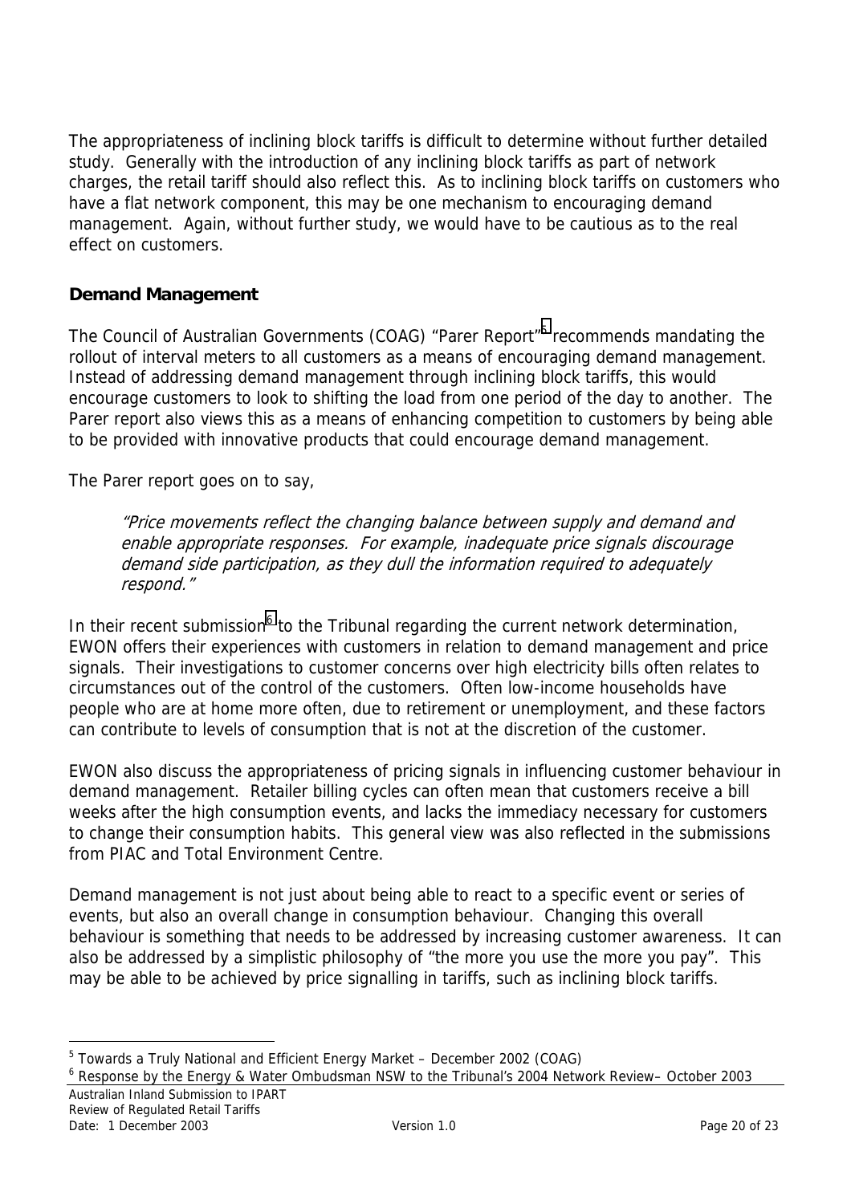The appropriateness of inclining block tariffs is difficult to determine without further detailed study. Generally with the introduction of any inclining block tariffs as part of network charges, the retail tariff should also reflect this. As to inclining block tariffs on customers who have a flat network component, this may be one mechanism to encouraging demand management. Again, without further study, we would have to be cautious as to the real effect on customers.

## Demand Management

The Council of Australian Governments (COAG) "Parer Report"[5] recommends mandating the rollout of interval meters to all customers as a means of encouraging demand management. Instead of addressing demand management through inclining block tariffs, this would encourage customers to look to shifting the load from one period of the day to another. The Parer report also views this as a means of enhancing competition to customers by being able to be provided with innovative products that could encourage demand management.

The Parer report goes on to say,

> *"Price movements reflect the changing balance between supply and demand and enable appropriate responses. For example, inadequate price signals discourage demand side participation, as they dull the information required to adequately respond."*

In their recent submission[6] to the Tribunal regarding the current network determination, EWON offers their experiences with customers in relation to demand management and price signals. Their investigations to customer concerns over high electricity bills often relates to circumstances out of the control of the customers. Often low-income households have people who are at home more often, due to retirement or unemployment, and these factors can contribute to levels of consumption that is not at the discretion of the customer.

EWON also discuss the appropriateness of pricing signals in influencing customer behaviour in demand management. Retailer billing cycles can often mean that customers receive a bill weeks after the high consumption events, and lacks the immediacy necessary for customers to change their consumption habits. This general view was also reflected in the submissions from PIAC and Total Environment Centre.

Demand management is not just about being able to react to a specific event or series of events, but also an overall change in consumption behaviour. Changing this overall behaviour is something that needs to be addressed by increasing customer awareness. It can also be addressed by a simplistic philosophy of "the more you use the more you pay". This may be able to be achieved by price signalling in tariffs, such as inclining block tariffs.

---

[5] Towards a Truly National and Efficient Energy Market – December 2002 (COAG)

[6] Response by the Energy & Water Ombudsman NSW to the Tribunal's 2004 Network Review– October 2003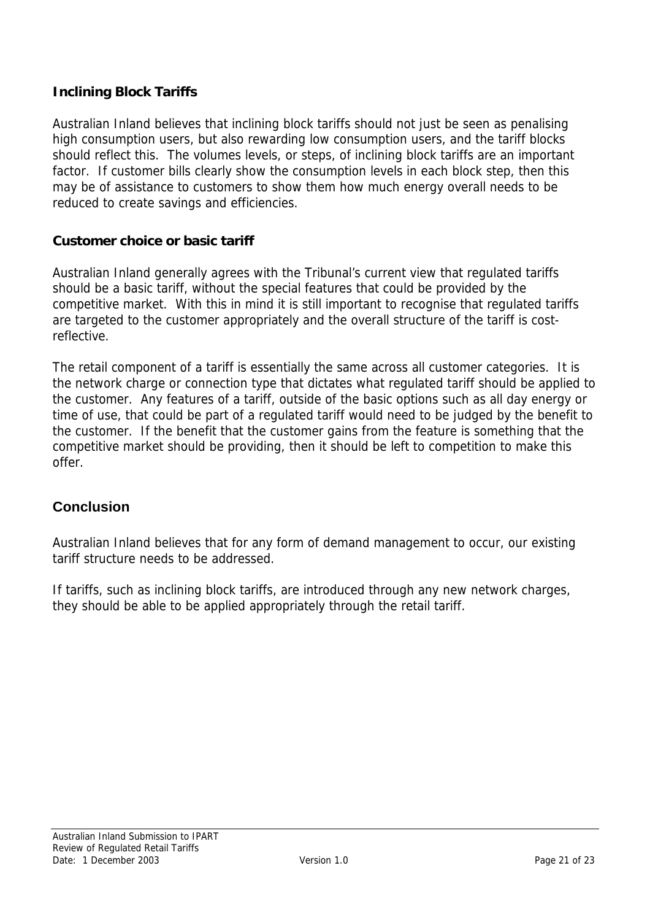### Inclining Block Tariffs

Australian Inland believes that inclining block tariffs should not just be seen as penalising high consumption users, but also rewarding low consumption users, and the tariff blocks should reflect this. The volumes levels, or steps, of inclining block tariffs are an important factor. If customer bills clearly show the consumption levels in each block step, then this may be of assistance to customers to show them how much energy overall needs to be reduced to create savings and efficiencies.

### Customer choice or basic tariff

Australian Inland generally agrees with the Tribunal's current view that regulated tariffs should be a basic tariff, without the special features that could be provided by the competitive market. With this in mind it is still important to recognise that regulated tariffs are targeted to the customer appropriately and the overall structure of the tariff is cost-reflective.

The retail component of a tariff is essentially the same across all customer categories. It is the network charge or connection type that dictates what regulated tariff should be applied to the customer. Any features of a tariff, outside of the basic options such as all day energy or time of use, that could be part of a regulated tariff would need to be judged by the benefit to the customer. If the benefit that the customer gains from the feature is something that the competitive market should be providing, then it should be left to competition to make this offer.

## Conclusion

Australian Inland believes that for any form of demand management to occur, our existing tariff structure needs to be addressed.

If tariffs, such as inclining block tariffs, are introduced through any new network charges, they should be able to be applied appropriately through the retail tariff.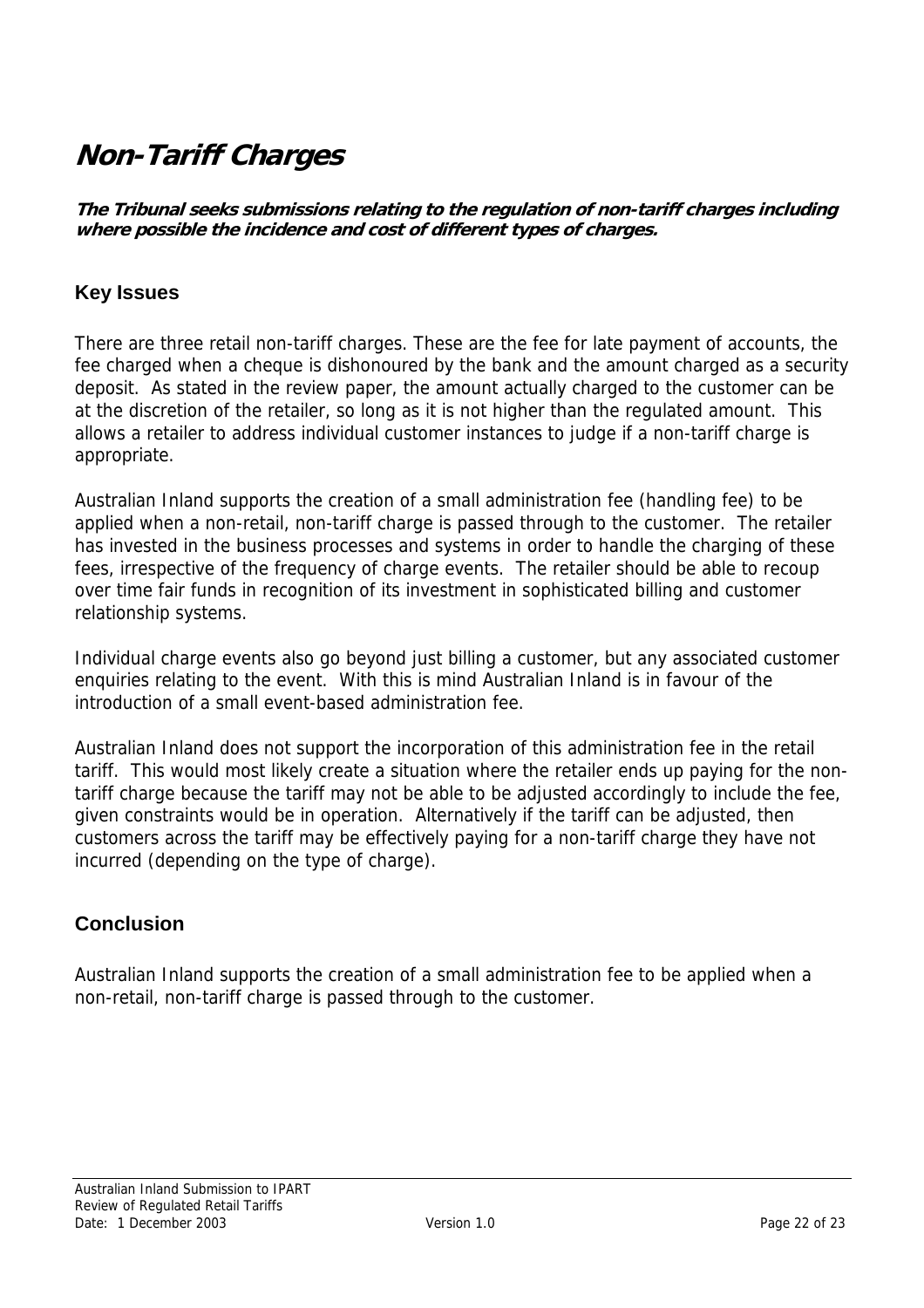# Non-Tariff Charges

***The Tribunal seeks submissions relating to the regulation of non-tariff charges including where possible the incidence and cost of different types of charges.***

## Key Issues

There are three retail non-tariff charges. These are the fee for late payment of accounts, the fee charged when a cheque is dishonoured by the bank and the amount charged as a security deposit. As stated in the review paper, the amount actually charged to the customer can be at the discretion of the retailer, so long as it is not higher than the regulated amount. This allows a retailer to address individual customer instances to judge if a non-tariff charge is appropriate.

Australian Inland supports the creation of a small administration fee (handling fee) to be applied when a non-retail, non-tariff charge is passed through to the customer. The retailer has invested in the business processes and systems in order to handle the charging of these fees, irrespective of the frequency of charge events. The retailer should be able to recoup over time fair funds in recognition of its investment in sophisticated billing and customer relationship systems.

Individual charge events also go beyond just billing a customer, but any associated customer enquiries relating to the event. With this is mind Australian Inland is in favour of the introduction of a small event-based administration fee.

Australian Inland does not support the incorporation of this administration fee in the retail tariff. This would most likely create a situation where the retailer ends up paying for the non-tariff charge because the tariff may not be able to be adjusted accordingly to include the fee, given constraints would be in operation. Alternatively if the tariff can be adjusted, then customers across the tariff may be effectively paying for a non-tariff charge they have not incurred (depending on the type of charge).

## Conclusion

Australian Inland supports the creation of a small administration fee to be applied when a non-retail, non-tariff charge is passed through to the customer.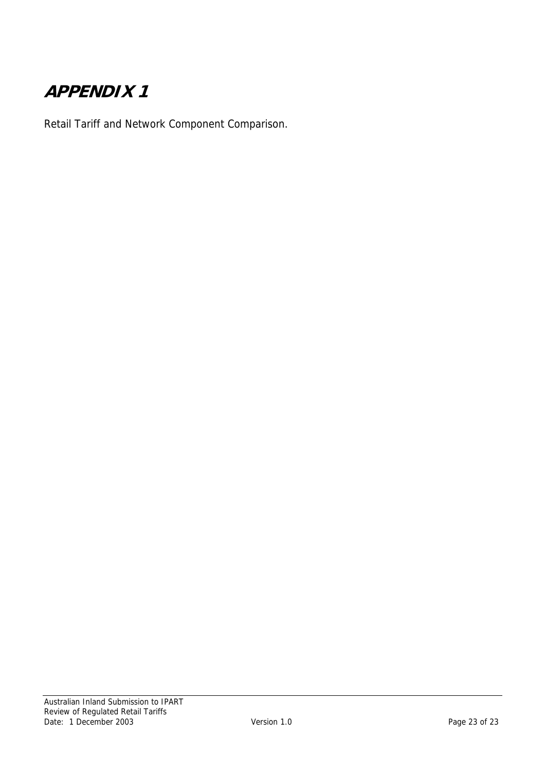# APPENDIX 1

Retail Tariff and Network Component Comparison.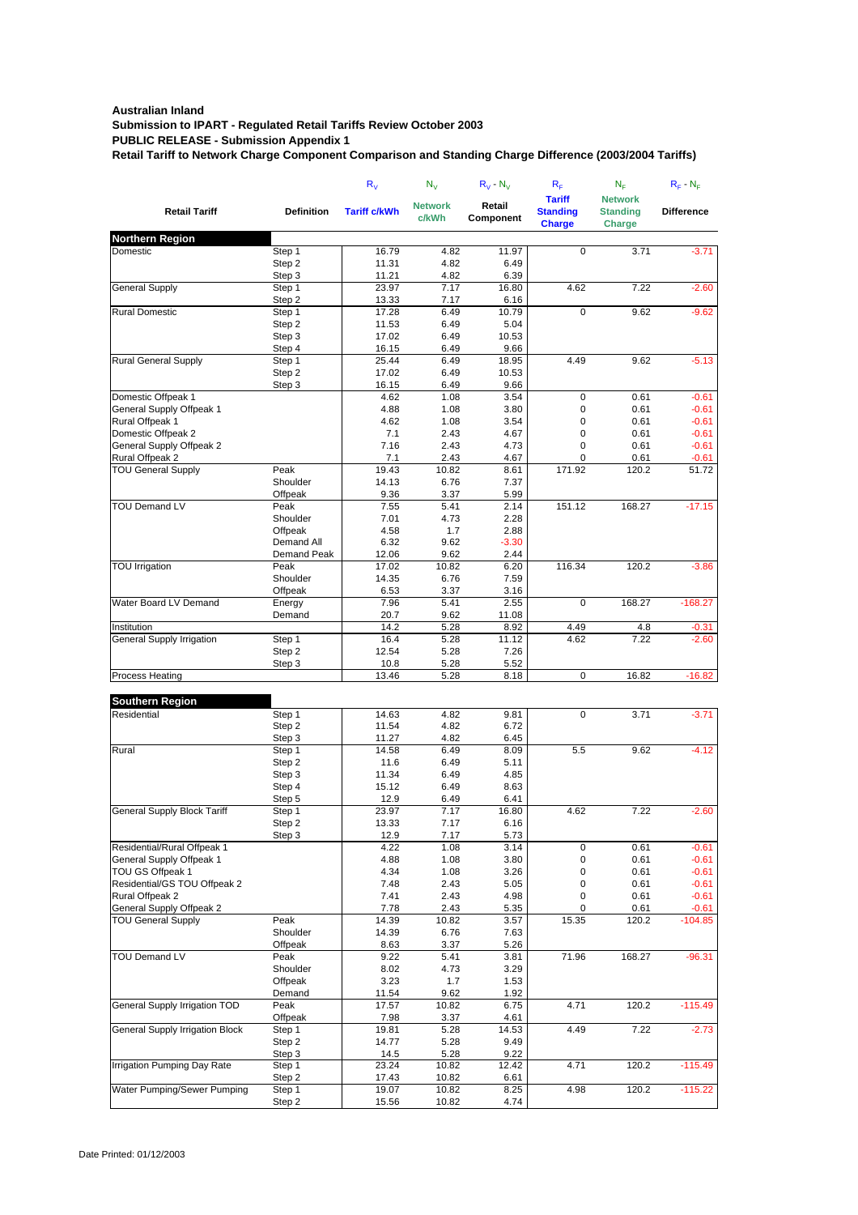**Australian Inland**
**Submission to IPART - Regulated Retail Tariffs Review October 2003**
**PUBLIC RELEASE - Submission Appendix 1**
**Retail Tariff to Network Charge Component Comparison and Standing Charge Difference (2003/2004 Tariffs)**

| | | $R_V$ | $N_V$ | $R_V - N_V$ | $R_F$ | $N_F$ | $R_F - N_F$ |
|---|---|---|---|---|---|---|---|
| **Retail Tariff** | **Definition** | **Tariff c/kWh** | **Network c/kWh** | **Retail Component** | **Tariff Standing Charge** | **Network Standing Charge** | **Difference** |
| **Northern Region** | | | | | | | |
| Domestic | Step 1 | 16.79 | 4.82 | 11.97 | 0 | 3.71 | -3.71 |
| | Step 2 | 11.31 | 4.82 | 6.49 | | | |
| | Step 3 | 11.21 | 4.82 | 6.39 | | | |
| General Supply | Step 1 | 23.97 | 7.17 | 16.80 | 4.62 | 7.22 | -2.60 |
| | Step 2 | 13.33 | 7.17 | 6.16 | | | |
| Rural Domestic | Step 1 | 17.28 | 6.49 | 10.79 | 0 | 9.62 | -9.62 |
| | Step 2 | 11.53 | 6.49 | 5.04 | | | |
| | Step 3 | 17.02 | 6.49 | 10.53 | | | |
| | Step 4 | 16.15 | 6.49 | 9.66 | | | |
| Rural General Supply | Step 1 | 25.44 | 6.49 | 18.95 | 4.49 | 9.62 | -5.13 |
| | Step 2 | 17.02 | 6.49 | 10.53 | | | |
| | Step 3 | 16.15 | 6.49 | 9.66 | | | |
| Domestic Offpeak 1 | | 4.62 | 1.08 | 3.54 | 0 | 0.61 | -0.61 |
| General Supply Offpeak 1 | | 4.88 | 1.08 | 3.80 | 0 | 0.61 | -0.61 |
| Rural Offpeak 1 | | 4.62 | 1.08 | 3.54 | 0 | 0.61 | -0.61 |
| Domestic Offpeak 2 | | 7.1 | 2.43 | 4.67 | 0 | 0.61 | -0.61 |
| General Supply Offpeak 2 | | 7.16 | 2.43 | 4.73 | 0 | 0.61 | -0.61 |
| Rural Offpeak 2 | | 7.1 | 2.43 | 4.67 | 0 | 0.61 | -0.61 |
| TOU General Supply | Peak | 19.43 | 10.82 | 8.61 | 171.92 | 120.2 | 51.72 |
| | Shoulder | 14.13 | 6.76 | 7.37 | | | |
| | Offpeak | 9.36 | 3.37 | 5.99 | | | |
| TOU Demand LV | Peak | 7.55 | 5.41 | 2.14 | 151.12 | 168.27 | -17.15 |
| | Shoulder | 7.01 | 4.73 | 2.28 | | | |
| | Offpeak | 4.58 | 1.7 | 2.88 | | | |
| | Demand All | 6.32 | 9.62 | -3.30 | | | |
| | Demand Peak | 12.06 | 9.62 | 2.44 | | | |
| TOU Irrigation | Peak | 17.02 | 10.82 | 6.20 | 116.34 | 120.2 | -3.86 |
| | Shoulder | 14.35 | 6.76 | 7.59 | | | |
| | Offpeak | 6.53 | 3.37 | 3.16 | | | |
| Water Board LV Demand | Energy | 7.96 | 5.41 | 2.55 | 0 | 168.27 | -168.27 |
| | Demand | 20.7 | 9.62 | 11.08 | | | |
| Institution | | 14.2 | 5.28 | 8.92 | 4.49 | 4.8 | -0.31 |
| General Supply Irrigation | Step 1 | 16.4 | 5.28 | 11.12 | 4.62 | 7.22 | -2.60 |
| | Step 2 | 12.54 | 5.28 | 7.26 | | | |
| | Step 3 | 10.8 | 5.28 | 5.52 | | | |
| Process Heating | | 13.46 | 5.28 | 8.18 | 0 | 16.82 | -16.82 |
| **Southern Region** | | | | | | | |
| Residential | Step 1 | 14.63 | 4.82 | 9.81 | 0 | 3.71 | -3.71 |
| | Step 2 | 11.54 | 4.82 | 6.72 | | | |
| | Step 3 | 11.27 | 4.82 | 6.45 | | | |
| Rural | Step 1 | 14.58 | 6.49 | 8.09 | 5.5 | 9.62 | -4.12 |
| | Step 2 | 11.6 | 6.49 | 5.11 | | | |
| | Step 3 | 11.34 | 6.49 | 4.85 | | | |
| | Step 4 | 15.12 | 6.49 | 8.63 | | | |
| | Step 5 | 12.9 | 6.49 | 6.41 | | | |
| General Supply Block Tariff | Step 1 | 23.97 | 7.17 | 16.80 | 4.62 | 7.22 | -2.60 |
| | Step 2 | 13.33 | 7.17 | 6.16 | | | |
| | Step 3 | 12.9 | 7.17 | 5.73 | | | |
| Residential/Rural Offpeak 1 | | 4.22 | 1.08 | 3.14 | 0 | 0.61 | -0.61 |
| General Supply Offpeak 1 | | 4.88 | 1.08 | 3.80 | 0 | 0.61 | -0.61 |
| TOU GS Offpeak 1 | | 4.34 | 1.08 | 3.26 | 0 | 0.61 | -0.61 |
| Residential/GS TOU Offpeak 2 | | 7.48 | 2.43 | 5.05 | 0 | 0.61 | -0.61 |
| Rural Offpeak 2 | | 7.41 | 2.43 | 4.98 | 0 | 0.61 | -0.61 |
| General Supply Offpeak 2 | | 7.78 | 2.43 | 5.35 | 0 | 0.61 | -0.61 |
| TOU General Supply | Peak | 14.39 | 10.82 | 3.57 | 15.35 | 120.2 | -104.85 |
| | Shoulder | 14.39 | 6.76 | 7.63 | | | |
| | Offpeak | 8.63 | 3.37 | 5.26 | | | |
| TOU Demand LV | Peak | 9.22 | 5.41 | 3.81 | 71.96 | 168.27 | -96.31 |
| | Shoulder | 8.02 | 4.73 | 3.29 | | | |
| | Offpeak | 3.23 | 1.7 | 1.53 | | | |
| | Demand | 11.54 | 9.62 | 1.92 | | | |
| General Supply Irrigation TOD | Peak | 17.57 | 10.82 | 6.75 | 4.71 | 120.2 | -115.49 |
| | Offpeak | 7.98 | 3.37 | 4.61 | | | |
| General Supply Irrigation Block | Step 1 | 19.81 | 5.28 | 14.53 | 4.49 | 7.22 | -2.73 |
| | Step 2 | 14.77 | 5.28 | 9.49 | | | |
| | Step 3 | 14.5 | 5.28 | 9.22 | | | |
| Irrigation Pumping Day Rate | Step 1 | 23.24 | 10.82 | 12.42 | 4.71 | 120.2 | -115.49 |
| | Step 2 | 17.43 | 10.82 | 6.61 | | | |
| Water Pumping/Sewer Pumping | Step 1 | 19.07 | 10.82 | 8.25 | 4.98 | 120.2 | -115.22 |
| | Step 2 | 15.56 | 10.82 | 4.74 | | | |

Date Printed: 01/12/2003